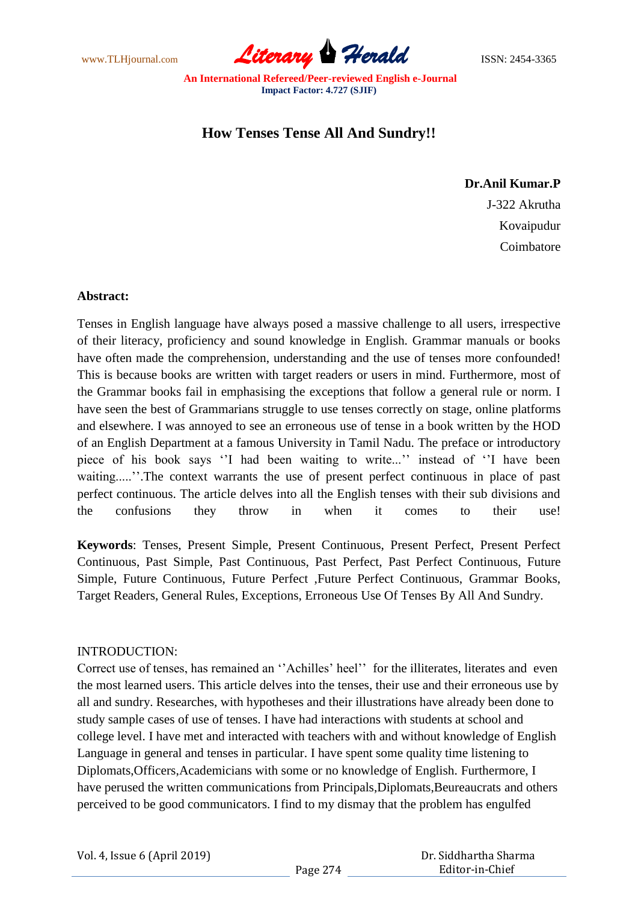# How Tenses Tense All And Sundry!!

**Dr.Anil Kumar.P**
J-322 Akrutha
Kovaipudur
Coimbatore

**Abstract:**

Tenses in English language have always posed a massive challenge to all users, irrespective of their literacy, proficiency and sound knowledge in English. Grammar manuals or books have often made the comprehension, understanding and the use of tenses more confounded! This is because books are written with target readers or users in mind. Furthermore, most of the Grammar books fail in emphasising the exceptions that follow a general rule or norm. I have seen the best of Grammarians struggle to use tenses correctly on stage, online platforms and elsewhere. I was annoyed to see an erroneous use of tense in a book written by the HOD of an English Department at a famous University in Tamil Nadu. The preface or introductory piece of his book says ''I had been waiting to write...'' instead of ''I have been waiting.....''.The context warrants the use of present perfect continuous in place of past perfect continuous. The article delves into all the English tenses with their sub divisions and the confusions they throw in when it comes to their use!

**Keywords**: Tenses, Present Simple, Present Continuous, Present Perfect, Present Perfect Continuous, Past Simple, Past Continuous, Past Perfect, Past Perfect Continuous, Future Simple, Future Continuous, Future Perfect ,Future Perfect Continuous, Grammar Books, Target Readers, General Rules, Exceptions, Erroneous Use Of Tenses By All And Sundry.

INTRODUCTION:

Correct use of tenses, has remained an ''Achilles' heel'' for the illiterates, literates and even the most learned users. This article delves into the tenses, their use and their erroneous use by all and sundry. Researches, with hypotheses and their illustrations have already been done to study sample cases of use of tenses. I have had interactions with students at school and college level. I have met and interacted with teachers with and without knowledge of English Language in general and tenses in particular. I have spent some quality time listening to Diplomats,Officers,Academicians with some or no knowledge of English. Furthermore, I have perused the written communications from Principals,Diplomats,Beureaucrats and others perceived to be good communicators. I find to my dismay that the problem has engulfed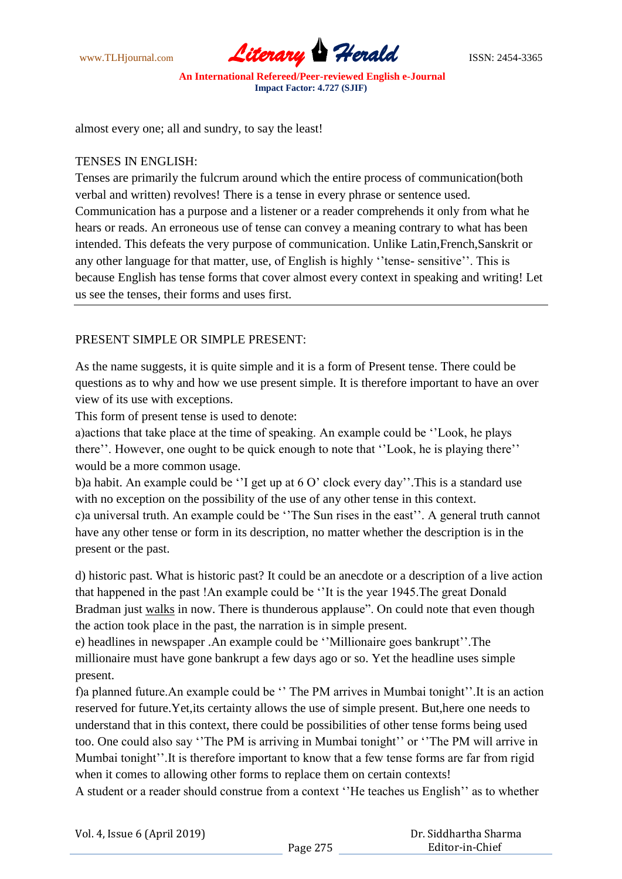almost every one; all and sundry, to say the least!

TENSES IN ENGLISH:

Tenses are primarily the fulcrum around which the entire process of communication(both verbal and written) revolves! There is a tense in every phrase or sentence used. Communication has a purpose and a listener or a reader comprehends it only from what he hears or reads. An erroneous use of tense can convey a meaning contrary to what has been intended. This defeats the very purpose of communication. Unlike Latin,French,Sanskrit or any other language for that matter, use, of English is highly ''tense- sensitive''. This is because English has tense forms that cover almost every context in speaking and writing! Let us see the tenses, their forms and uses first.

PRESENT SIMPLE OR SIMPLE PRESENT:

As the name suggests, it is quite simple and it is a form of Present tense. There could be questions as to why and how we use present simple. It is therefore important to have an over view of its use with exceptions.

This form of present tense is used to denote:

a)actions that take place at the time of speaking. An example could be ''Look, he plays there''. However, one ought to be quick enough to note that ''Look, he is playing there'' would be a more common usage.

b)a habit. An example could be ''I get up at 6 O' clock every day''.This is a standard use with no exception on the possibility of the use of any other tense in this context.

c)a universal truth. An example could be ''The Sun rises in the east''. A general truth cannot have any other tense or form in its description, no matter whether the description is in the present or the past.

d) historic past. What is historic past? It could be an anecdote or a description of a live action that happened in the past !An example could be ''It is the year 1945.The great Donald Bradman just walks in now. There is thunderous applause". On could note that even though the action took place in the past, the narration is in simple present.

e) headlines in newspaper .An example could be ''Millionaire goes bankrupt''.The millionaire must have gone bankrupt a few days ago or so. Yet the headline uses simple present.

f)a planned future.An example could be '' The PM arrives in Mumbai tonight''.It is an action reserved for future.Yet,its certainty allows the use of simple present. But,here one needs to understand that in this context, there could be possibilities of other tense forms being used too. One could also say ''The PM is arriving in Mumbai tonight'' or ''The PM will arrive in Mumbai tonight''.It is therefore important to know that a few tense forms are far from rigid when it comes to allowing other forms to replace them on certain contexts!

A student or a reader should construe from a context ''He teaches us English'' as to whether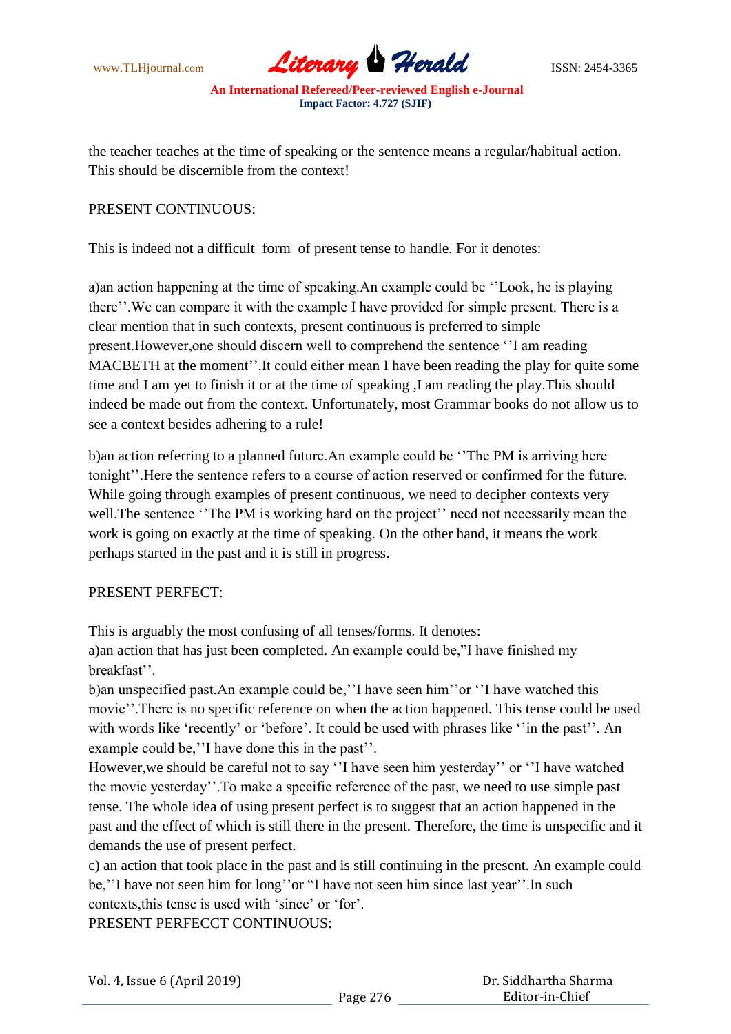the teacher teaches at the time of speaking or the sentence means a regular/habitual action. This should be discernible from the context!

PRESENT CONTINUOUS:

This is indeed not a difficult form of present tense to handle. For it denotes:

a)an action happening at the time of speaking.An example could be ''Look, he is playing there''.We can compare it with the example I have provided for simple present. There is a clear mention that in such contexts, present continuous is preferred to simple present.However,one should discern well to comprehend the sentence ''I am reading MACBETH at the moment''.It could either mean I have been reading the play for quite some time and I am yet to finish it or at the time of speaking ,I am reading the play.This should indeed be made out from the context. Unfortunately, most Grammar books do not allow us to see a context besides adhering to a rule!

b)an action referring to a planned future.An example could be ''The PM is arriving here tonight''.Here the sentence refers to a course of action reserved or confirmed for the future. While going through examples of present continuous, we need to decipher contexts very well.The sentence ''The PM is working hard on the project'' need not necessarily mean the work is going on exactly at the time of speaking. On the other hand, it means the work perhaps started in the past and it is still in progress.

PRESENT PERFECT:

This is arguably the most confusing of all tenses/forms. It denotes:
a)an action that has just been completed. An example could be,"I have finished my breakfast''.
b)an unspecified past.An example could be,''I have seen him''or ''I have watched this movie''.There is no specific reference on when the action happened. This tense could be used with words like 'recently' or 'before'. It could be used with phrases like ''in the past''. An example could be,''I have done this in the past''.
However,we should be careful not to say ''I have seen him yesterday'' or ''I have watched the movie yesterday''.To make a specific reference of the past, we need to use simple past tense. The whole idea of using present perfect is to suggest that an action happened in the past and the effect of which is still there in the present. Therefore, the time is unspecific and it demands the use of present perfect.
c) an action that took place in the past and is still continuing in the present. An example could be,''I have not seen him for long''or "I have not seen him since last year''.In such contexts,this tense is used with 'since' or 'for'.
PRESENT PERFECCT CONTINUOUS: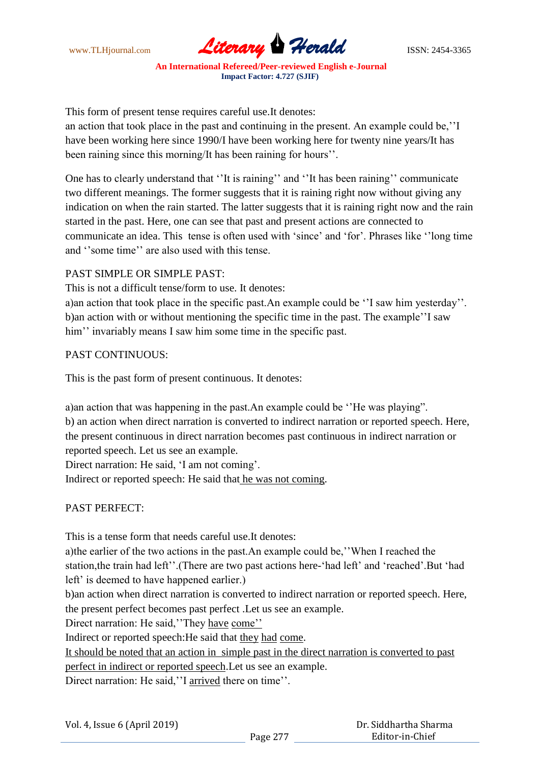This form of present tense requires careful use.It denotes:
an action that took place in the past and continuing in the present. An example could be,''I have been working here since 1990/I have been working here for twenty nine years/It has been raining since this morning/It has been raining for hours''.

One has to clearly understand that ''It is raining'' and ''It has been raining'' communicate two different meanings. The former suggests that it is raining right now without giving any indication on when the rain started. The latter suggests that it is raining right now and the rain started in the past. Here, one can see that past and present actions are connected to communicate an idea. This tense is often used with 'since' and 'for'. Phrases like ''long time and ''some time'' are also used with this tense.

PAST SIMPLE OR SIMPLE PAST:

This is not a difficult tense/form to use. It denotes:

a)an action that took place in the specific past.An example could be ''I saw him yesterday''.
b)an action with or without mentioning the specific time in the past. The example''I saw him'' invariably means I saw him some time in the specific past.

PAST CONTINUOUS:

This is the past form of present continuous. It denotes:

a)an action that was happening in the past.An example could be ''He was playing".
b) an action when direct narration is converted to indirect narration or reported speech. Here, the present continuous in direct narration becomes past continuous in indirect narration or reported speech. Let us see an example.
Direct narration: He said, 'I am not coming'.
Indirect or reported speech: He said that <u>he was not coming</u>.

PAST PERFECT:

This is a tense form that needs careful use.It denotes:

a)the earlier of the two actions in the past.An example could be,''When I reached the station,the train had left''.(There are two past actions here-'had left' and 'reached'.But 'had left' is deemed to have happened earlier.)
b)an action when direct narration is converted to indirect narration or reported speech. Here, the present perfect becomes past perfect .Let us see an example.
Direct narration: He said,''They <u>have</u> <u>come''</u>
Indirect or reported speech:He said that <u>they</u> <u>had</u> <u>come</u>.
<u>It should be noted that an action in simple past in the direct narration is converted to past perfect in indirect or reported speech</u>.Let us see an example.
Direct narration: He said,''I <u>arrived</u> there on time''.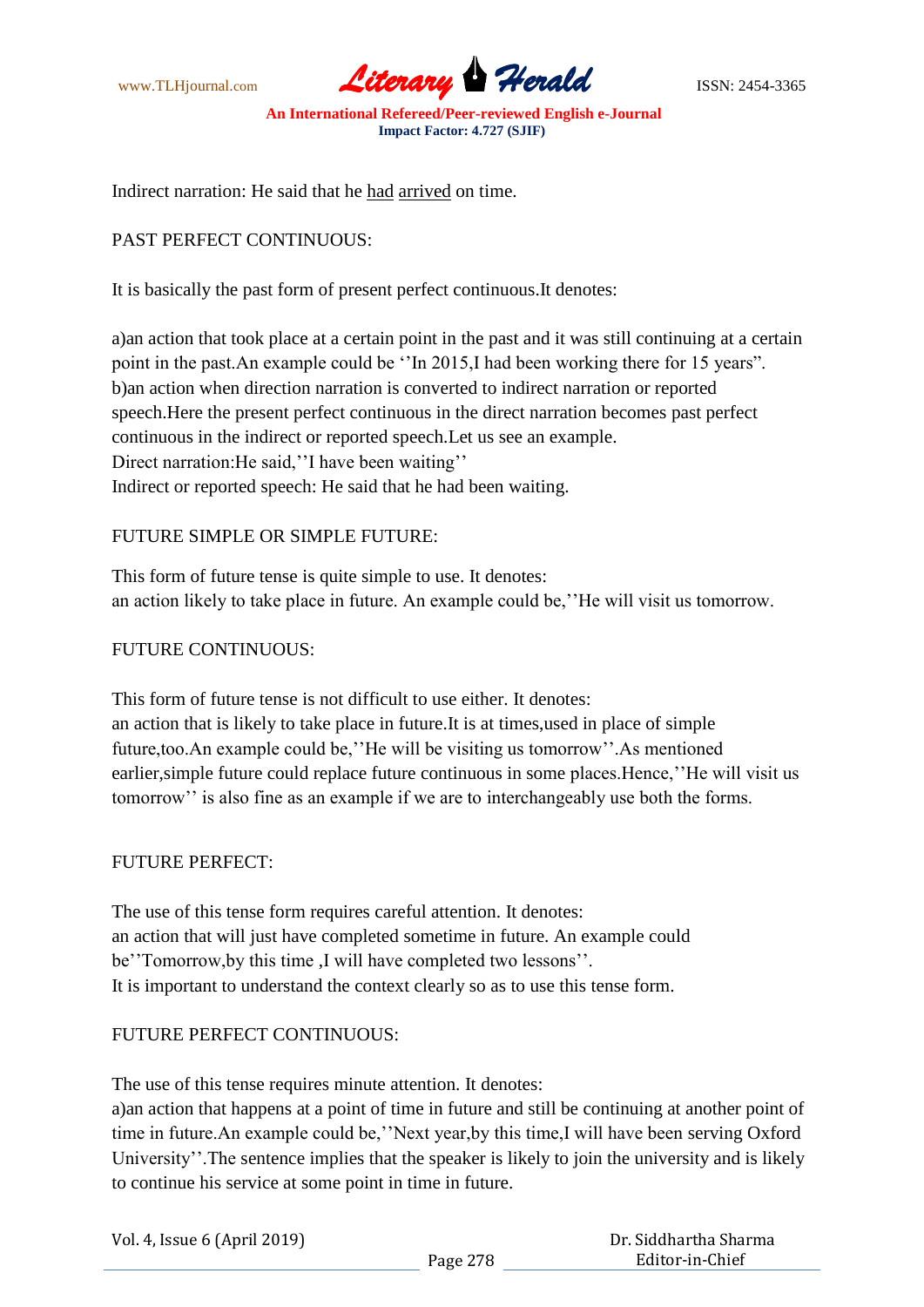Indirect narration: He said that he <u>had</u> <u>arrived</u> on time.

PAST PERFECT CONTINUOUS:

It is basically the past form of present perfect continuous.It denotes:

a)an action that took place at a certain point in the past and it was still continuing at a certain point in the past.An example could be ''In 2015,I had been working there for 15 years".
b)an action when direction narration is converted to indirect narration or reported speech.Here the present perfect continuous in the direct narration becomes past perfect continuous in the indirect or reported speech.Let us see an example.
Direct narration:He said,''I have been waiting''
Indirect or reported speech: He said that he had been waiting.

FUTURE SIMPLE OR SIMPLE FUTURE:

This form of future tense is quite simple to use. It denotes:
an action likely to take place in future. An example could be,''He will visit us tomorrow.

FUTURE CONTINUOUS:

This form of future tense is not difficult to use either. It denotes:
an action that is likely to take place in future.It is at times,used in place of simple future,too.An example could be,''He will be visiting us tomorrow''.As mentioned earlier,simple future could replace future continuous in some places.Hence,''He will visit us tomorrow'' is also fine as an example if we are to interchangeably use both the forms.

FUTURE PERFECT:

The use of this tense form requires careful attention. It denotes:
an action that will just have completed sometime in future. An example could be''Tomorrow,by this time ,I will have completed two lessons''.
It is important to understand the context clearly so as to use this tense form.

FUTURE PERFECT CONTINUOUS:

The use of this tense requires minute attention. It denotes:
a)an action that happens at a point of time in future and still be continuing at another point of time in future.An example could be,''Next year,by this time,I will have been serving Oxford University''.The sentence implies that the speaker is likely to join the university and is likely to continue his service at some point in time in future.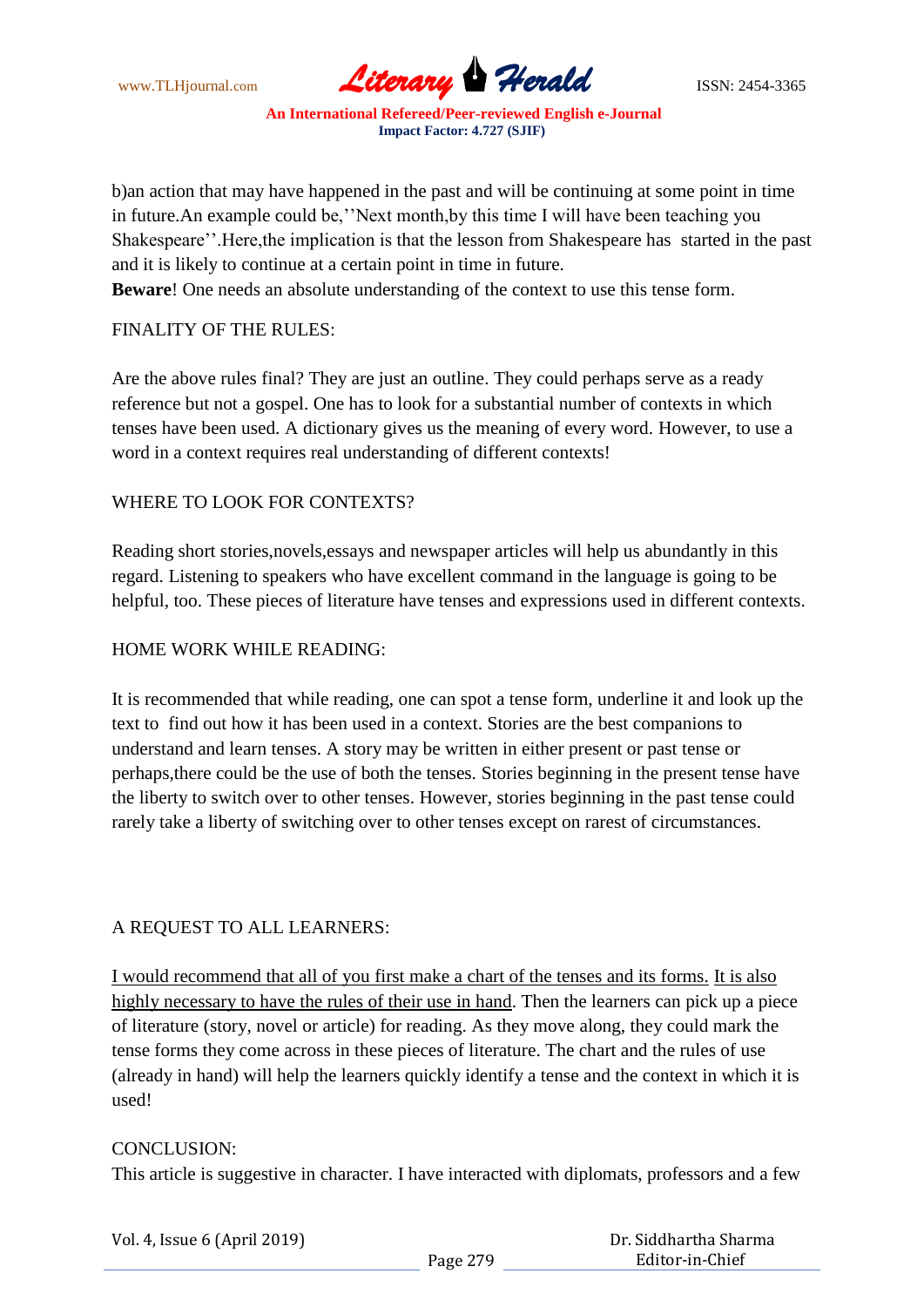b)an action that may have happened in the past and will be continuing at some point in time in future.An example could be,''Next month,by this time I will have been teaching you Shakespeare''.Here,the implication is that the lesson from Shakespeare has started in the past and it is likely to continue at a certain point in time in future.

**Beware**! One needs an absolute understanding of the context to use this tense form.

FINALITY OF THE RULES:

Are the above rules final? They are just an outline. They could perhaps serve as a ready reference but not a gospel. One has to look for a substantial number of contexts in which tenses have been used. A dictionary gives us the meaning of every word. However, to use a word in a context requires real understanding of different contexts!

WHERE TO LOOK FOR CONTEXTS?

Reading short stories,novels,essays and newspaper articles will help us abundantly in this regard. Listening to speakers who have excellent command in the language is going to be helpful, too. These pieces of literature have tenses and expressions used in different contexts.

HOME WORK WHILE READING:

It is recommended that while reading, one can spot a tense form, underline it and look up the text to find out how it has been used in a context. Stories are the best companions to understand and learn tenses. A story may be written in either present or past tense or perhaps,there could be the use of both the tenses. Stories beginning in the present tense have the liberty to switch over to other tenses. However, stories beginning in the past tense could rarely take a liberty of switching over to other tenses except on rarest of circumstances.

A REQUEST TO ALL LEARNERS:

<u>I would recommend that all of you first make a chart of the tenses and its forms.</u> <u>It is also highly necessary to have the rules of their use in hand</u>. Then the learners can pick up a piece of literature (story, novel or article) for reading. As they move along, they could mark the tense forms they come across in these pieces of literature. The chart and the rules of use (already in hand) will help the learners quickly identify a tense and the context in which it is used!

CONCLUSION:

This article is suggestive in character. I have interacted with diplomats, professors and a few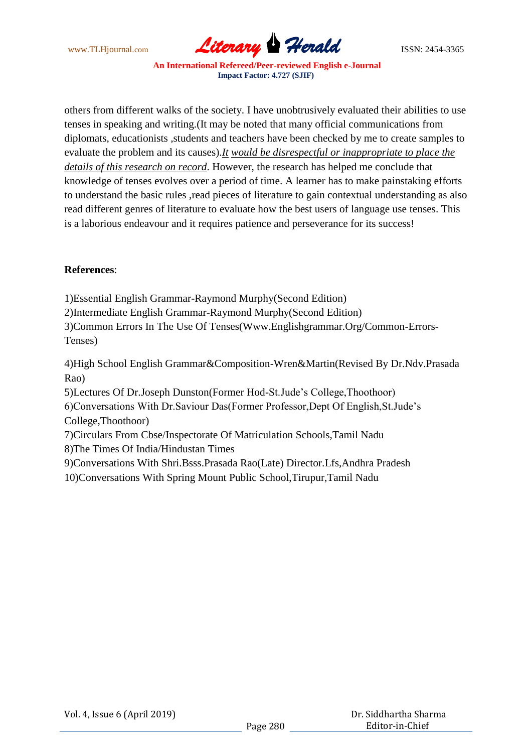others from different walks of the society. I have unobtrusively evaluated their abilities to use tenses in speaking and writing.(It may be noted that many official communications from diplomats, educationists ,students and teachers have been checked by me to create samples to evaluate the problem and its causes).*It would be disrespectful or inappropriate to place the details of this research on record*. However, the research has helped me conclude that knowledge of tenses evolves over a period of time. A learner has to make painstaking efforts to understand the basic rules ,read pieces of literature to gain contextual understanding as also read different genres of literature to evaluate how the best users of language use tenses. This is a laborious endeavour and it requires patience and perseverance for its success!

**References**:

1)Essential English Grammar-Raymond Murphy(Second Edition)
2)Intermediate English Grammar-Raymond Murphy(Second Edition)
3)Common Errors In The Use Of Tenses(Www.Englishgrammar.Org/Common-Errors-Tenses)

4)High School English Grammar&Composition-Wren&Martin(Revised By Dr.Ndv.Prasada Rao)
5)Lectures Of Dr.Joseph Dunston(Former Hod-St.Jude's College,Thoothoor)
6)Conversations With Dr.Saviour Das(Former Professor,Dept Of English,St.Jude's College,Thoothoor)
7)Circulars From Cbse/Inspectorate Of Matriculation Schools,Tamil Nadu
8)The Times Of India/Hindustan Times
9)Conversations With Shri.Bsss.Prasada Rao(Late) Director.Lfs,Andhra Pradesh
10)Conversations With Spring Mount Public School,Tirupur,Tamil Nadu